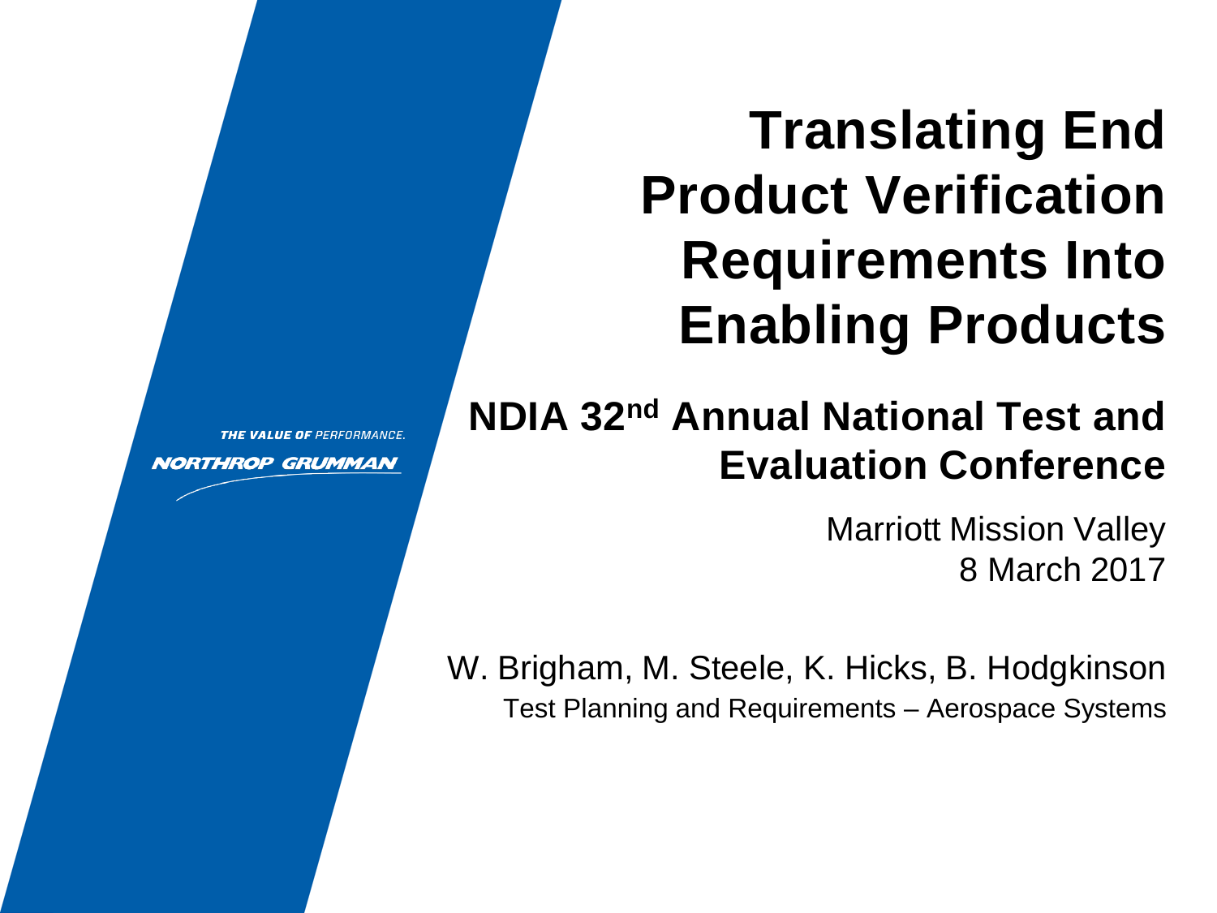THE VALUE OF PERFORMANCE.

NORTHROP GRUMMAN

# Translating End Product Verification Requirements Into Enabling Products

## NDIA 32nd Annual National Test and Evaluation Conference

Marriott Mission Valley
8 March 2017

W. Brigham, M. Steele, K. Hicks, B. Hodgkinson
Test Planning and Requirements – Aerospace Systems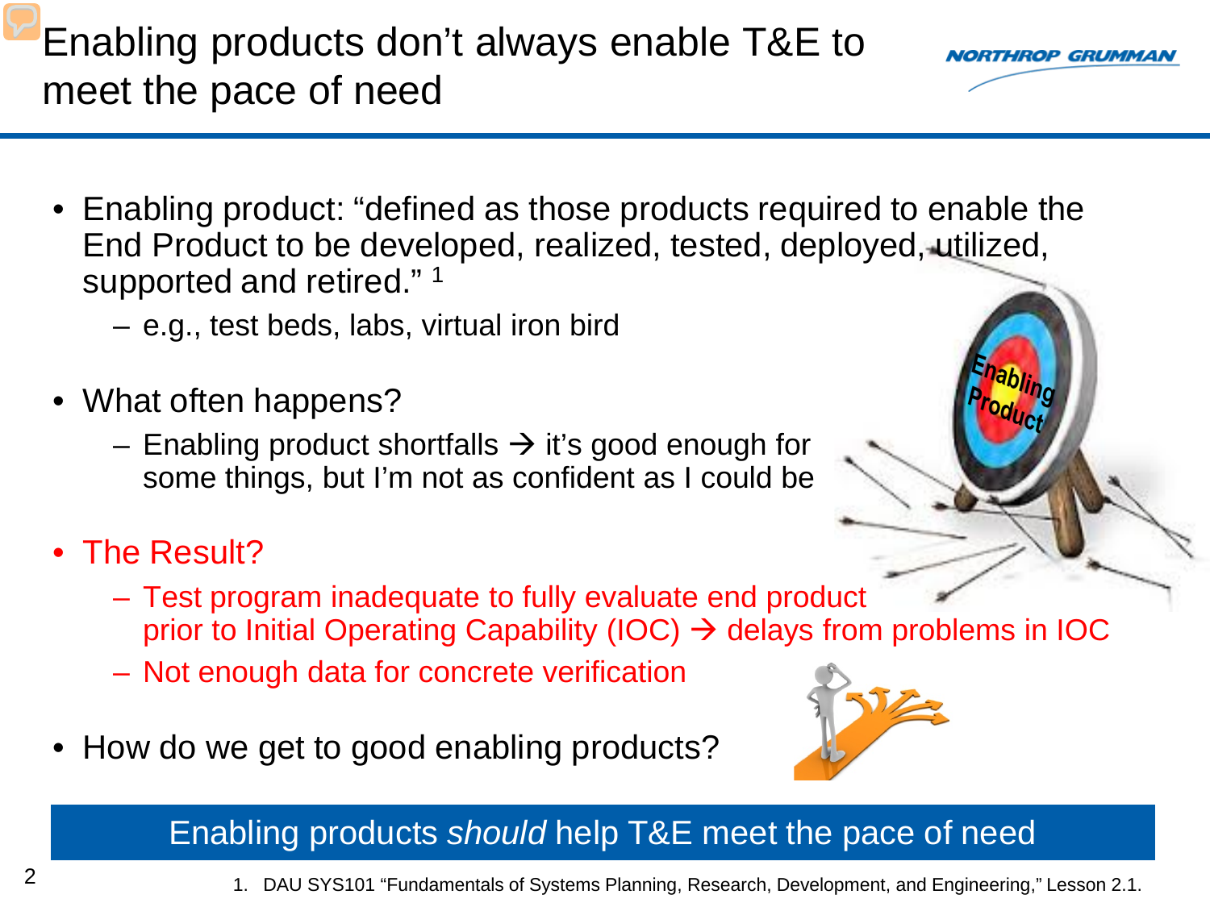# Enabling products don't always enable T&E to meet the pace of need

- Enabling product: "defined as those products required to enable the End Product to be developed, realized, tested, deployed, utilized, supported and retired." [1]
  - e.g., test beds, labs, virtual iron bird
- What often happens?
  - Enabling product shortfalls → it's good enough for some things, but I'm not as confident as I could be
- The Result?
  - Test program inadequate to fully evaluate end product prior to Initial Operating Capability (IOC) → delays from problems in IOC
  - Not enough data for concrete verification
- How do we get to good enabling products?

**Enabling products *should* help T&E meet the pace of need**

1. DAU SYS101 "Fundamentals of Systems Planning, Research, Development, and Engineering," Lesson 2.1.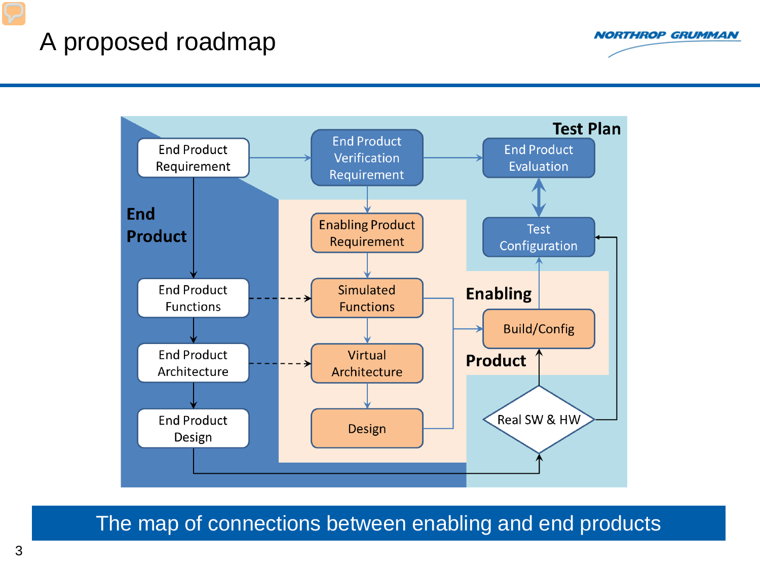# A proposed roadmap

**Test Plan**

- End Product Requirement
- End Product Verification Requirement
- End Product Evaluation
- Test Configuration

**End Product**

- End Product Functions
- End Product Architecture
- End Product Design

**Enabling Product**

- Enabling Product Requirement
- Simulated Functions
- Virtual Architecture
- Design
- Build/Config
- Real SW & HW

The map of connections between enabling and end products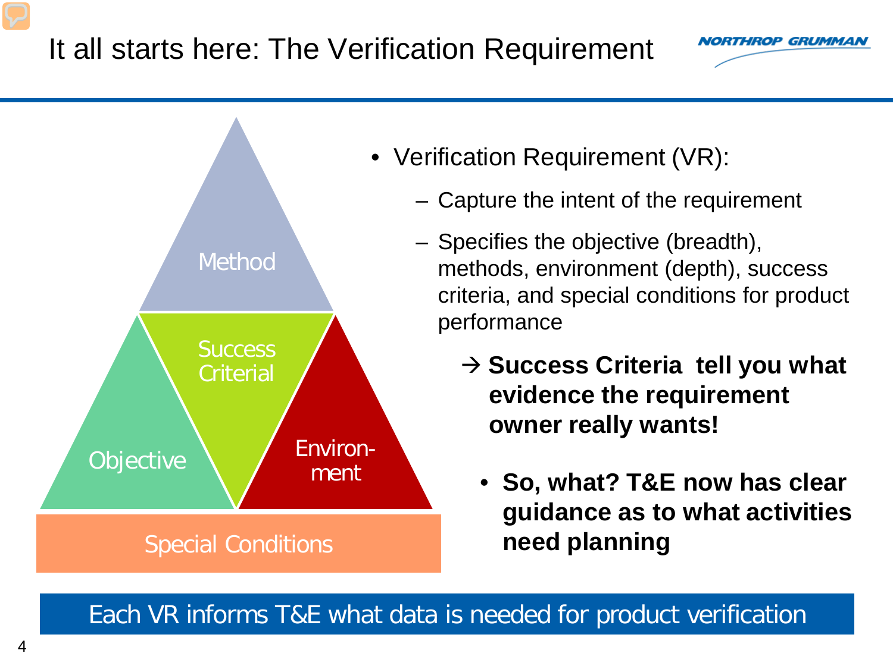# It all starts here: The Verification Requirement

Method

Success Criterial

Objective

Environ-ment

Special Conditions

- Verification Requirement (VR):
  - Capture the intent of the requirement
  - Specifies the objective (breadth), methods, environment (depth), success criteria, and special conditions for product performance

    → **Success Criteria tell you what evidence the requirement owner really wants!**

  - **So, what? T&E now has clear guidance as to what activities need planning**

Each VR informs T&E what data is needed for product verification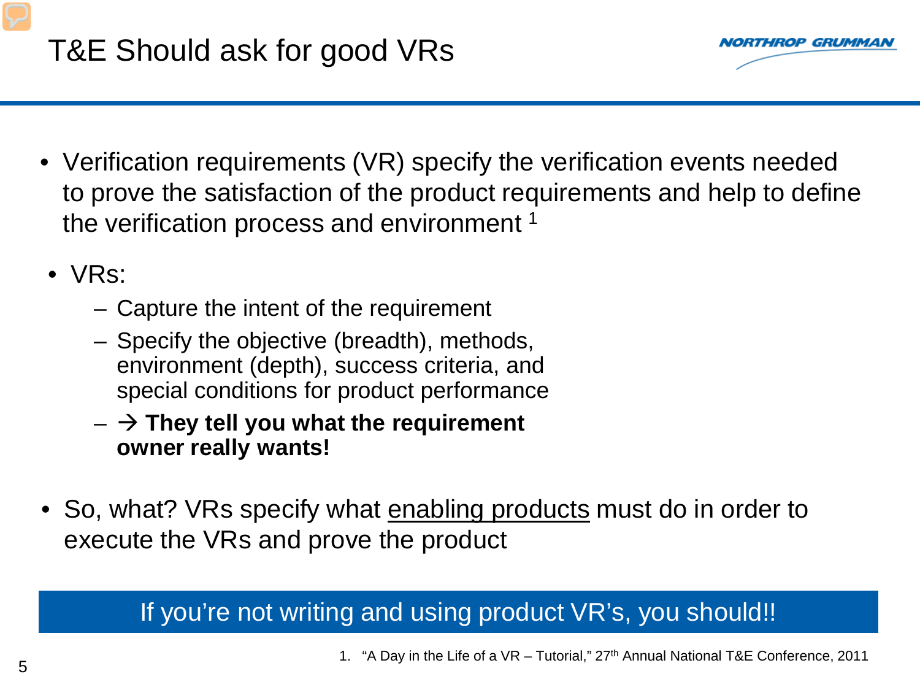# T&E Should ask for good VRs

- Verification requirements (VR) specify the verification events needed to prove the satisfaction of the product requirements and help to define the verification process and environment [1]
- VRs:
  - Capture the intent of the requirement
  - Specify the objective (breadth), methods, environment (depth), success criteria, and special conditions for product performance
  - → **They tell you what the requirement owner really wants!**
- So, what? VRs specify what <u>enabling products</u> must do in order to execute the VRs and prove the product

**If you're not writing and using product VR's, you should!!**

1. "A Day in the Life of a VR – Tutorial," 27th Annual National T&E Conference, 2011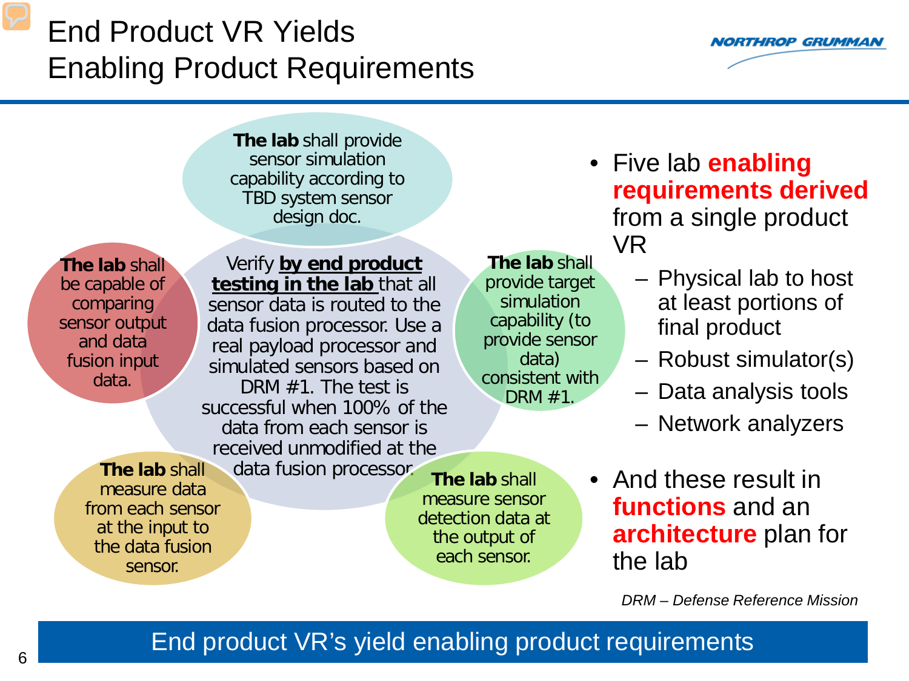# End Product VR Yields Enabling Product Requirements

Verify **by end product testing in the lab** that all sensor data is routed to the data fusion processor. Use a real payload processor and simulated sensors based on DRM #1. The test is successful when 100% of the data from each sensor is received unmodified at the data fusion processor.

- **The lab** shall provide sensor simulation capability according to TBD system sensor design doc.
- **The lab** shall provide target simulation capability (to provide sensor data) consistent with DRM #1.
- **The lab** shall measure sensor detection data at the output of each sensor.
- **The lab** shall measure data from each sensor at the input to the data fusion sensor.
- **The lab** shall be capable of comparing sensor output and data fusion input data.

- Five lab **enabling requirements derived** from a single product VR
  - Physical lab to host at least portions of final product
  - Robust simulator(s)
  - Data analysis tools
  - Network analyzers
- And these result in **functions** and an **architecture** plan for the lab

*DRM – Defense Reference Mission*

End product VR's yield enabling product requirements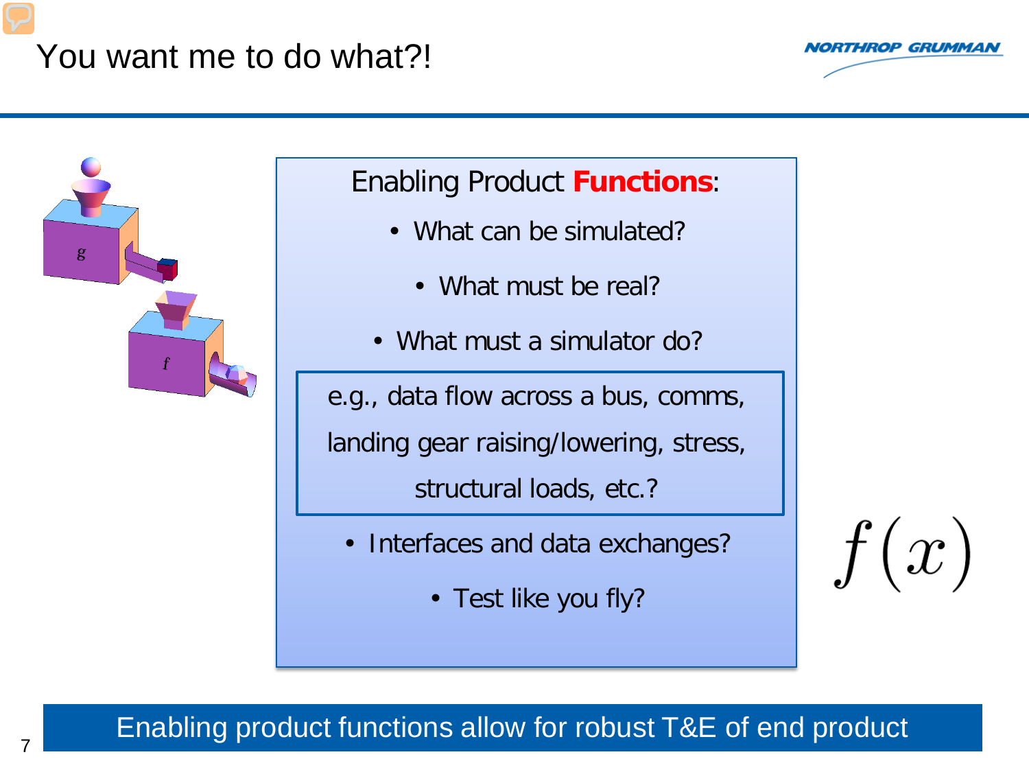# You want me to do what?!

Enabling Product **Functions**:

- What can be simulated?
- What must be real?
- What must a simulator do?

e.g., data flow across a bus, comms, landing gear raising/lowering, stress, structural loads, etc.?

- Interfaces and data exchanges?
- Test like you fly?

$$f(x)$$

Enabling product functions allow for robust T&E of end product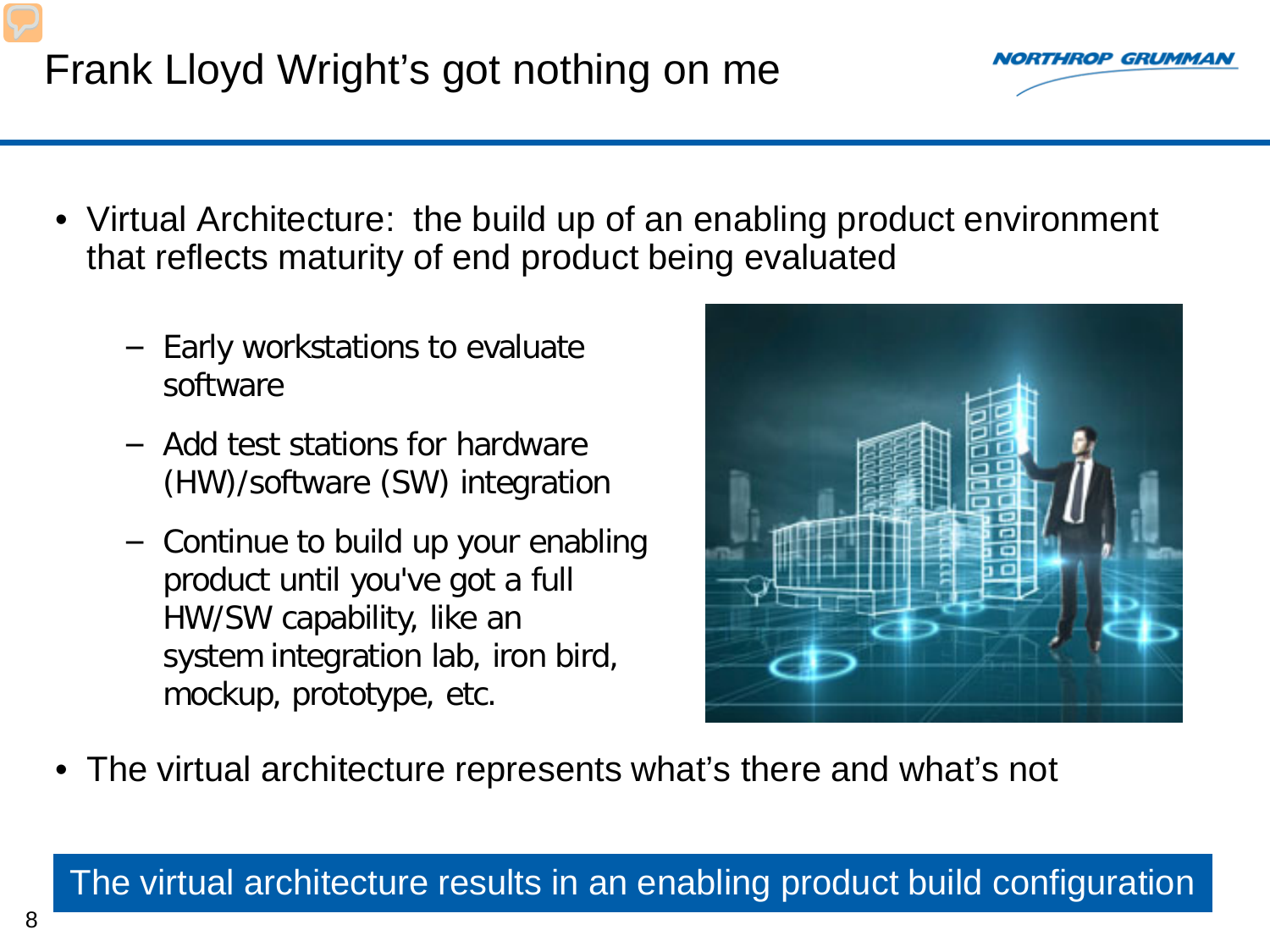# Frank Lloyd Wright's got nothing on me

- Virtual Architecture: the build up of an enabling product environment that reflects maturity of end product being evaluated
  - Early workstations to evaluate software
  - Add test stations for hardware (HW)/software (SW) integration
  - Continue to build up your enabling product until you've got a full HW/SW capability, like an system integration lab, iron bird, mockup, prototype, etc.
- The virtual architecture represents what's there and what's not

**The virtual architecture results in an enabling product build configuration**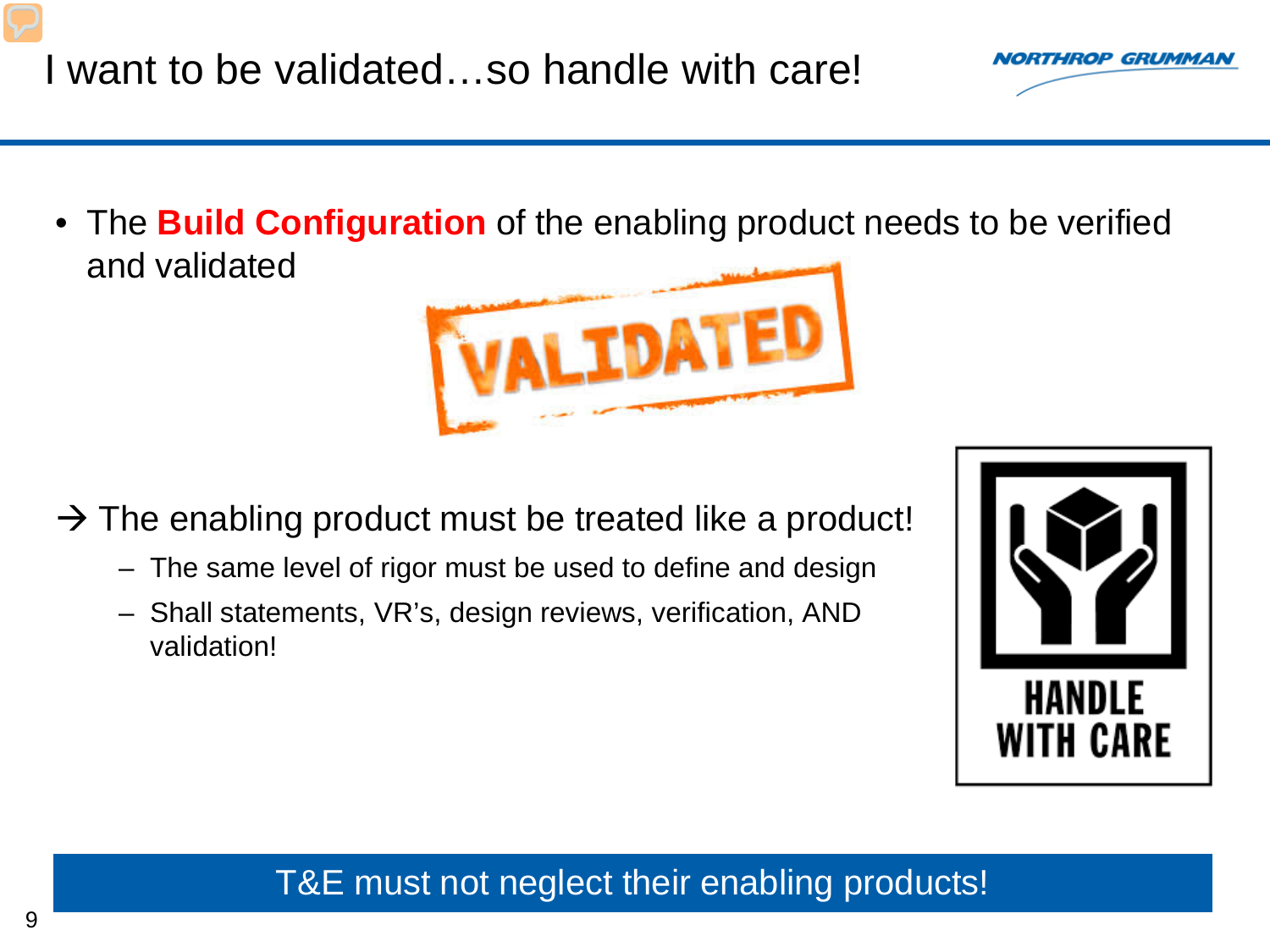# I want to be validated…so handle with care!

- The **Build Configuration** of the enabling product needs to be verified and validated

→ The enabling product must be treated like a product!

  - The same level of rigor must be used to define and design
  - Shall statements, VR's, design reviews, verification, AND validation!

T&E must not neglect their enabling products!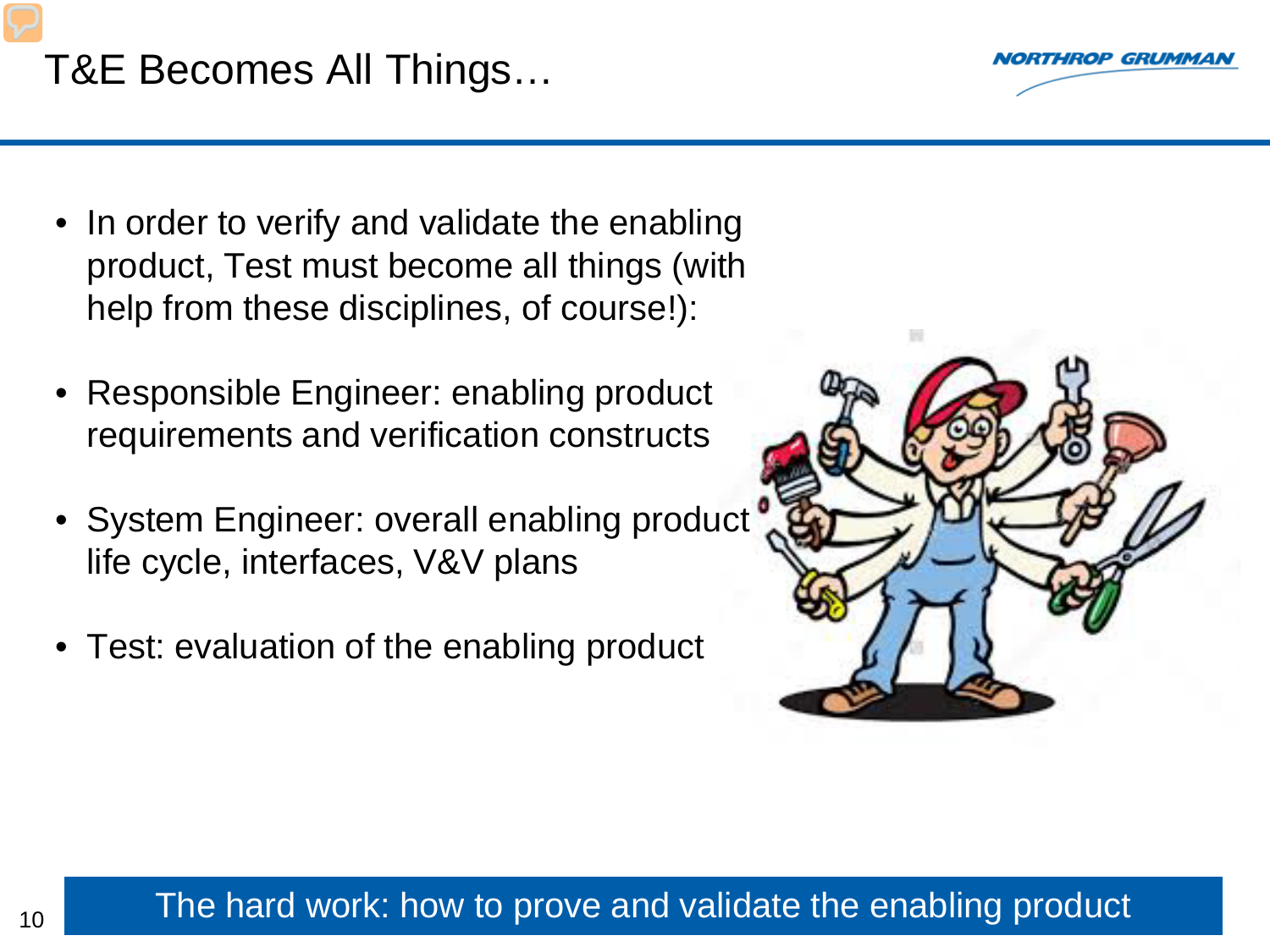# T&E Becomes All Things…

- In order to verify and validate the enabling product, Test must become all things (with help from these disciplines, of course!):
- Responsible Engineer: enabling product requirements and verification constructs
- System Engineer: overall enabling product life cycle, interfaces, V&V plans
- Test: evaluation of the enabling product

The hard work: how to prove and validate the enabling product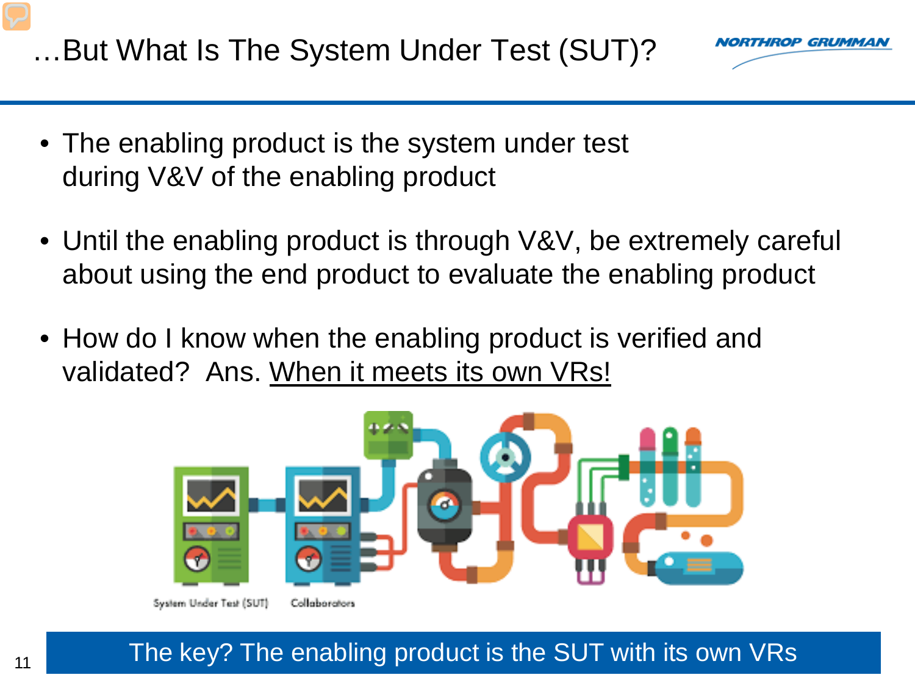# …But What Is The System Under Test (SUT)?

- The enabling product is the system under test during V&V of the enabling product
- Until the enabling product is through V&V, be extremely careful about using the end product to evaluate the enabling product
- How do I know when the enabling product is verified and validated? Ans. When it meets its own VRs!

System Under Test (SUT) Collaborators

The key? The enabling product is the SUT with its own VRs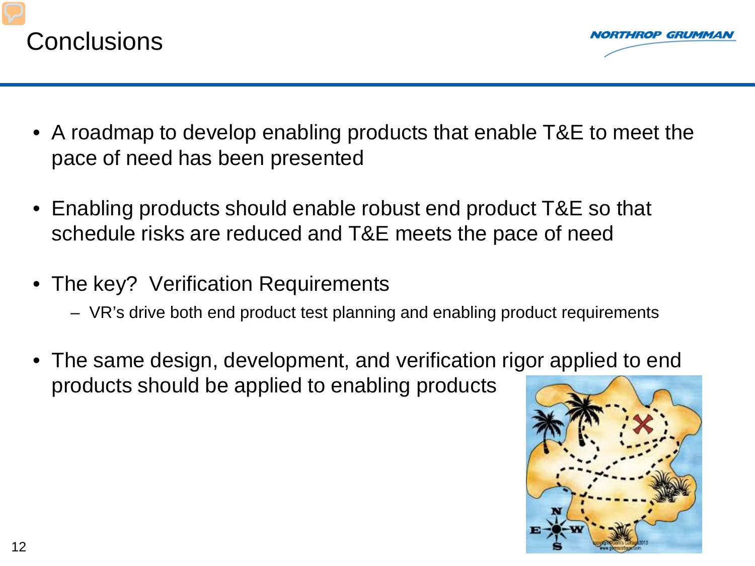# Conclusions

- A roadmap to develop enabling products that enable T&E to meet the pace of need has been presented
- Enabling products should enable robust end product T&E so that schedule risks are reduced and T&E meets the pace of need
- The key? Verification Requirements
  - VR's drive both end product test planning and enabling product requirements
- The same design, development, and verification rigor applied to end products should be applied to enabling products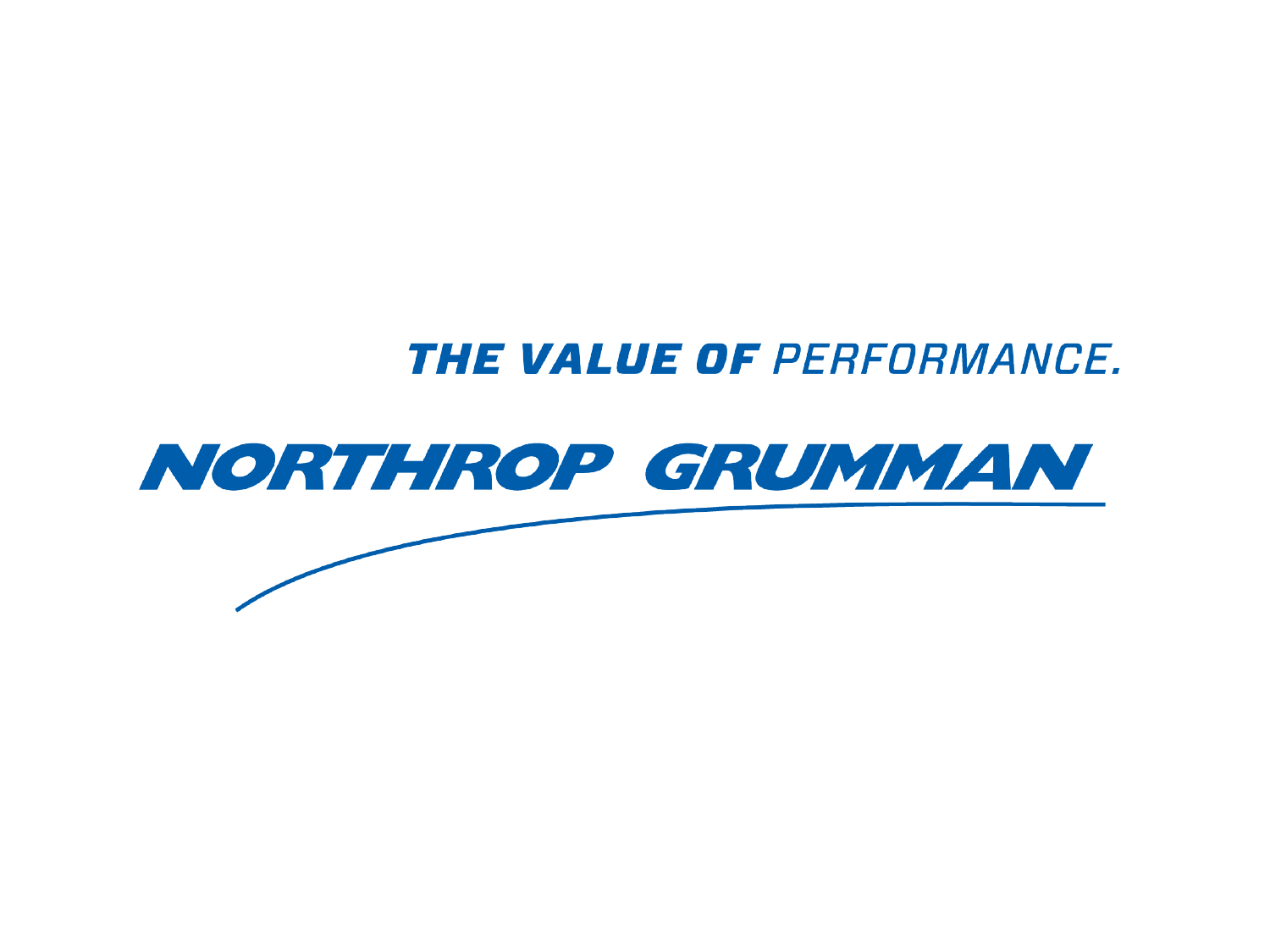THE VALUE OF PERFORMANCE.

NORTHROP GRUMMAN